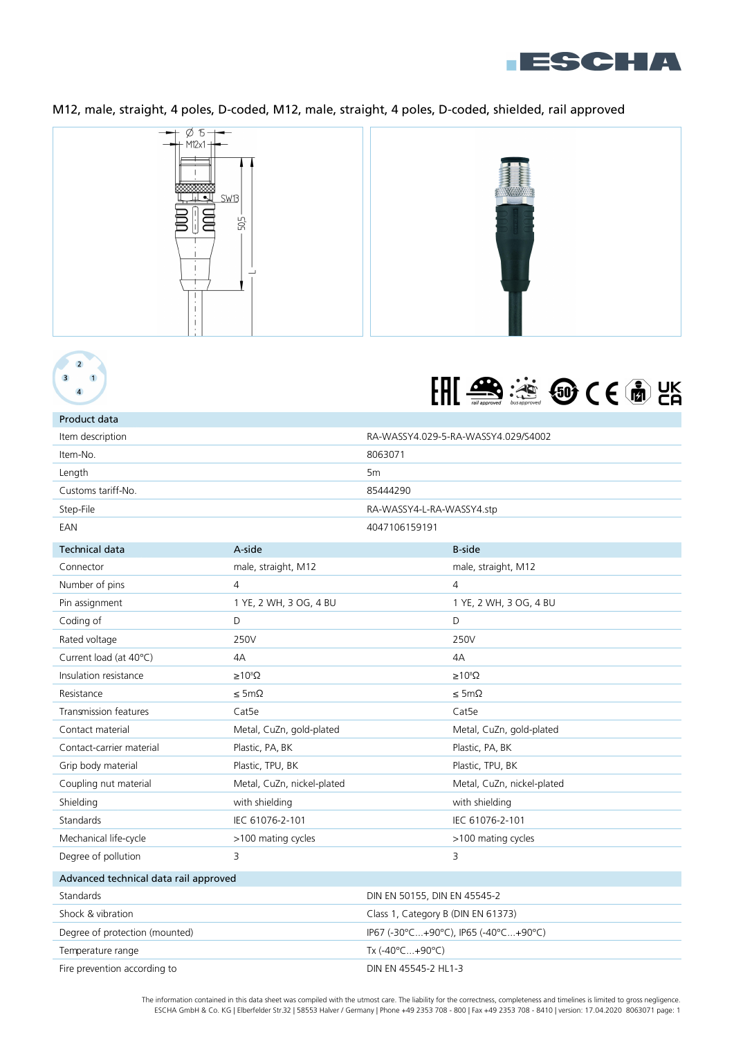M12, male, straight, 4 poles, D-coded, M12, male, straight, 4 poles, D-coded, shielded, rail approved

| Product data | |
|---|---|
| Item description | RA-WASSY4.029-5-RA-WASSY4.029/S4002 |
| Item-No. | 8063071 |
| Length | 5m |
| Customs tariff-No. | 85444290 |
| Step-File | RA-WASSY4-L-RA-WASSY4.stp |
| EAN | 4047106159191 |

| Technical data | A-side | B-side |
|---|---|---|
| Connector | male, straight, M12 | male, straight, M12 |
| Number of pins | 4 | 4 |
| Pin assignment | 1 YE, 2 WH, 3 OG, 4 BU | 1 YE, 2 WH, 3 OG, 4 BU |
| Coding of | D | D |
| Rated voltage | 250V | 250V |
| Current load (at 40°C) | 4A | 4A |
| Insulation resistance | ≥$10^8$Ω | ≥$10^8$Ω |
| Resistance | ≤ 5mΩ | ≤ 5mΩ |
| Transmission features | Cat5e | Cat5e |
| Contact material | Metal, CuZn, gold-plated | Metal, CuZn, gold-plated |
| Contact-carrier material | Plastic, PA, BK | Plastic, PA, BK |
| Grip body material | Plastic, TPU, BK | Plastic, TPU, BK |
| Coupling nut material | Metal, CuZn, nickel-plated | Metal, CuZn, nickel-plated |
| Shielding | with shielding | with shielding |
| Standards | IEC 61076-2-101 | IEC 61076-2-101 |
| Mechanical life-cycle | >100 mating cycles | >100 mating cycles |
| Degree of pollution | 3 | 3 |

| Advanced technical data rail approved | |
|---|---|
| Standards | DIN EN 50155, DIN EN 45545-2 |
| Shock & vibration | Class 1, Category B (DIN EN 61373) |
| Degree of protection (mounted) | IP67 (-30°C...+90°C), IP65 (-40°C...+90°C) |
| Temperature range | Tx (-40°C...+90°C) |
| Fire prevention according to | DIN EN 45545-2 HL1-3 |

The information contained in this data sheet was compiled with the utmost care. The liability for the correctness, completeness and timelines is limited to gross negligence.
ESCHA GmbH & Co. KG | Elberfelder Str.32 | 58553 Halver / Germany | Phone +49 2353 708 - 800 | Fax +49 2353 708 - 8410 | version: 17.04.2020 8063071 page: 1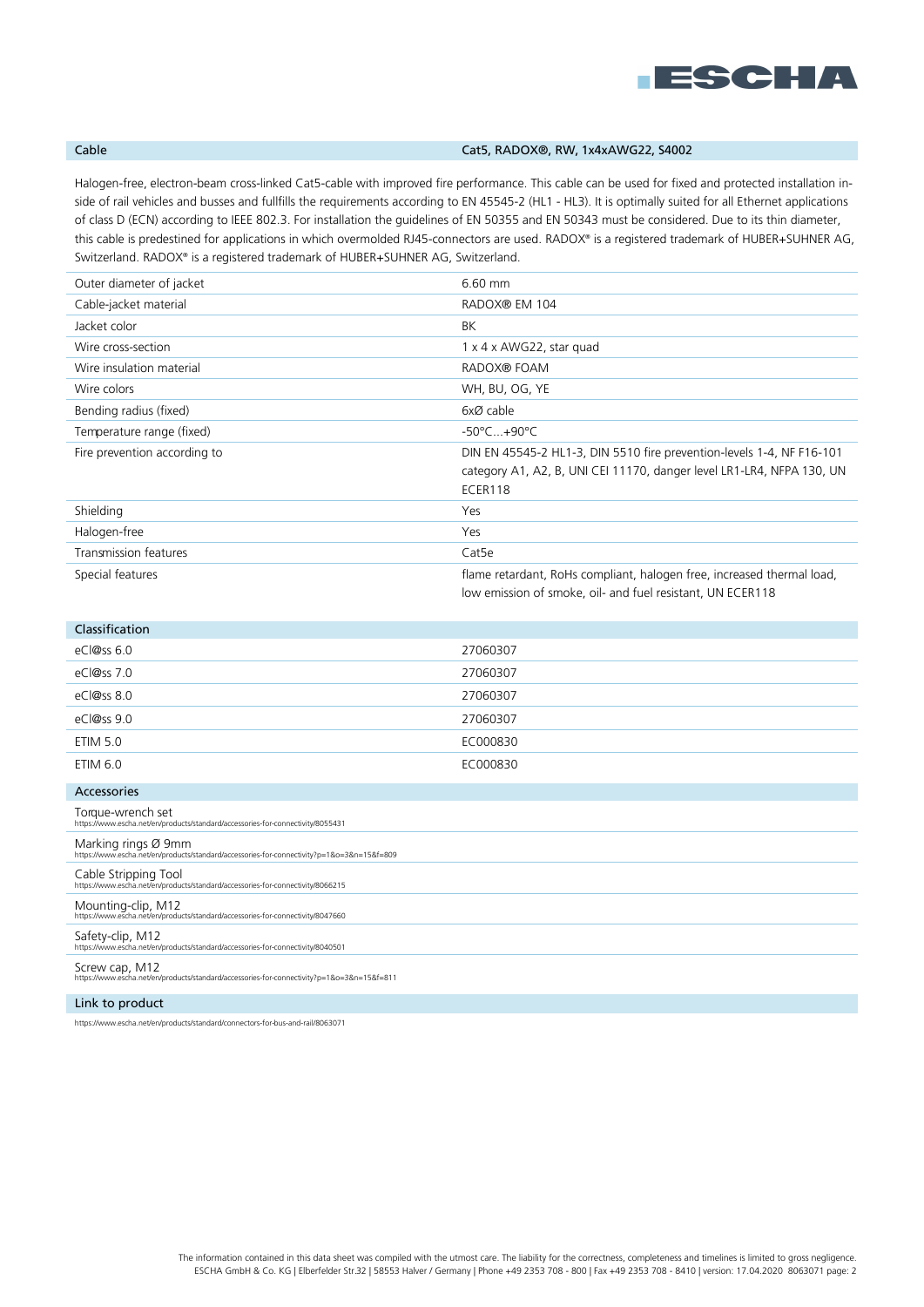## Cable — Cat5, RADOX®, RW, 1x4xAWG22, S4002

Halogen-free, electron-beam cross-linked Cat5-cable with improved fire performance. This cable can be used for fixed and protected installation inside of rail vehicles and busses and fullfills the requirements according to EN 45545-2 (HL1 - HL3). It is optimally suited for all Ethernet applications of class D (ECN) according to IEEE 802.3. For installation the guidelines of EN 50355 and EN 50343 must be considered. Due to its thin diameter, this cable is predestined for applications in which overmolded RJ45-connectors are used. RADOX® is a registered trademark of HUBER+SUHNER AG, Switzerland. RADOX® is a registered trademark of HUBER+SUHNER AG, Switzerland.

| | |
|---|---|
| Outer diameter of jacket | 6.60 mm |
| Cable-jacket material | RADOX® EM 104 |
| Jacket color | BK |
| Wire cross-section | 1 x 4 x AWG22, star quad |
| Wire insulation material | RADOX® FOAM |
| Wire colors | WH, BU, OG, YE |
| Bending radius (fixed) | 6xØ cable |
| Temperature range (fixed) | -50°C...+90°C |
| Fire prevention according to | DIN EN 45545-2 HL1-3, DIN 5510 fire prevention-levels 1-4, NF F16-101 category A1, A2, B, UNI CEI 11170, danger level LR1-LR4, NFPA 130, UN ECER118 |
| Shielding | Yes |
| Halogen-free | Yes |
| Transmission features | Cat5e |
| Special features | flame retardant, RoHs compliant, halogen free, increased thermal load, low emission of smoke, oil- and fuel resistant, UN ECER118 |

## Classification

| | |
|---|---|
| eCl@ss 6.0 | 27060307 |
| eCl@ss 7.0 | 27060307 |
| eCl@ss 8.0 | 27060307 |
| eCl@ss 9.0 | 27060307 |
| ETIM 5.0 | EC000830 |
| ETIM 6.0 | EC000830 |

## Accessories

Torque-wrench set
https://www.escha.net/en/products/standard/accessories-for-connectivity/8055431

Marking rings Ø 9mm
https://www.escha.net/en/products/standard/accessories-for-connectivity?p=1&o=3&n=15&f=809

Cable Stripping Tool
https://www.escha.net/en/products/standard/accessories-for-connectivity/8066215

Mounting-clip, M12
https://www.escha.net/en/products/standard/accessories-for-connectivity/8047660

Safety-clip, M12
https://www.escha.net/en/products/standard/accessories-for-connectivity/8040501

Screw cap, M12
https://www.escha.net/en/products/standard/accessories-for-connectivity?p=1&o=3&n=15&f=811

## Link to product

https://www.escha.net/en/products/standard/connectors-for-bus-and-rail/8063071

The information contained in this data sheet was compiled with the utmost care. The liability for the correctness, completeness and timelines is limited to gross negligence.
ESCHA GmbH & Co. KG | Elberfelder Str.32 | 58553 Halver / Germany | Phone +49 2353 708 - 800 | Fax +49 2353 708 - 8410 | version: 17.04.2020 8063071